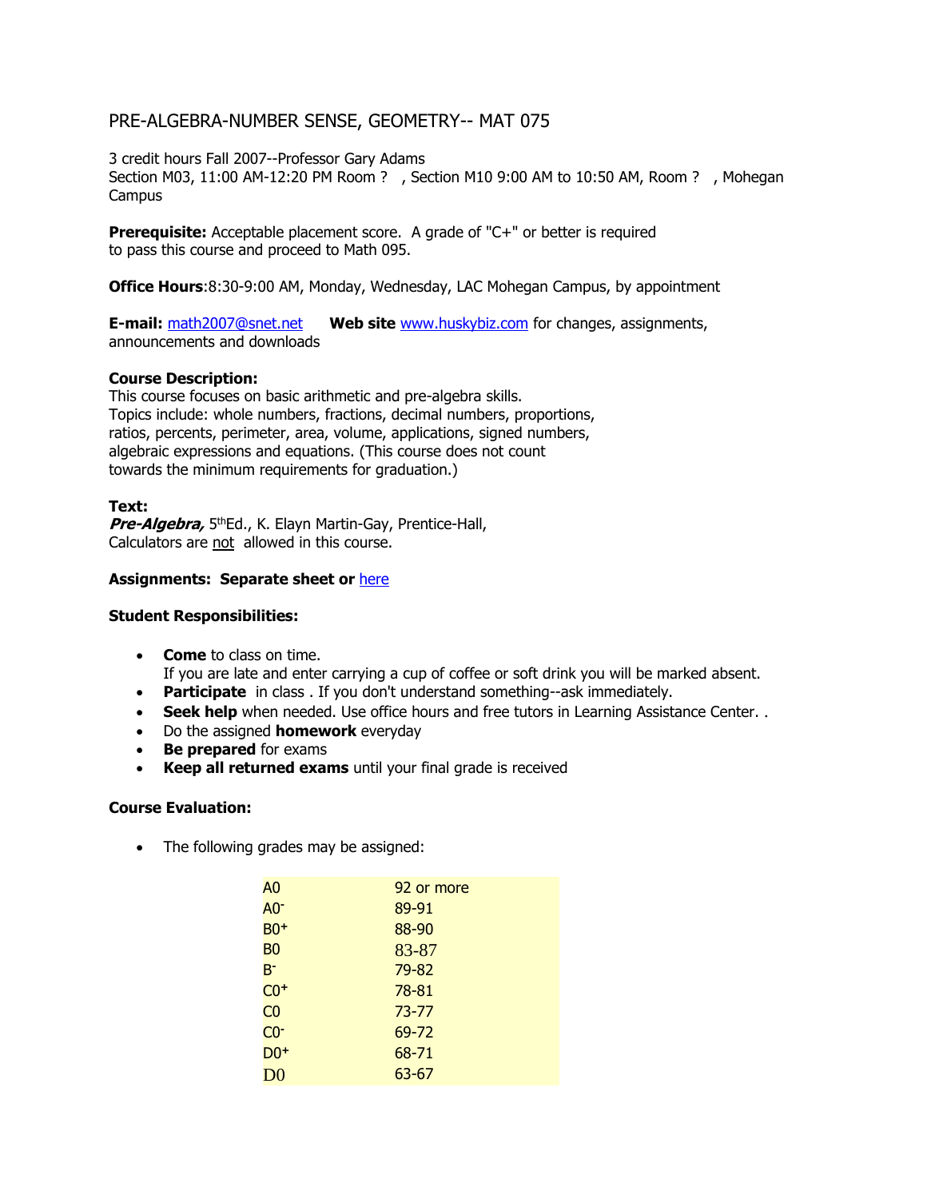## PRE-ALGEBRA-NUMBER SENSE, GEOMETRY-- MAT 075

3 credit hours Fall 2007--Professor Gary Adams
Section M03, 11:00 AM-12:20 PM Room ? , Section M10 9:00 AM to 10:50 AM, Room ? , Mohegan Campus

**Prerequisite:** Acceptable placement score. A grade of "C+" or better is required to pass this course and proceed to Math 095.

**Office Hours**:8:30-9:00 AM, Monday, Wednesday, LAC Mohegan Campus, by appointment

**E-mail:** math2007@snet.net **Web site** www.huskybiz.com for changes, assignments, announcements and downloads

**Course Description:**
This course focuses on basic arithmetic and pre-algebra skills. Topics include: whole numbers, fractions, decimal numbers, proportions, ratios, percents, perimeter, area, volume, applications, signed numbers, algebraic expressions and equations. (This course does not count towards the minimum requirements for graduation.)

**Text:**
***Pre-Algebra,*** 5thEd., K. Elayn Martin-Gay, Prentice-Hall,
Calculators are not allowed in this course.

**Assignments: Separate sheet or** here

**Student Responsibilities:**

- **Come** to class on time.
  If you are late and enter carrying a cup of coffee or soft drink you will be marked absent.
- **Participate** in class . If you don't understand something--ask immediately.
- **Seek help** when needed. Use office hours and free tutors in Learning Assistance Center. .
- Do the assigned **homework** everyday
- **Be prepared** for exams
- **Keep all returned exams** until your final grade is received

**Course Evaluation:**

- The following grades may be assigned:

| | |
|---|---|
| A0 | 92 or more |
| A0- | 89-91 |
| B0+ | 88-90 |
| B0 | 83-87 |
| B- | 79-82 |
| C0+ | 78-81 |
| C0 | 73-77 |
| C0- | 69-72 |
| D0+ | 68-71 |
| D0 | 63-67 |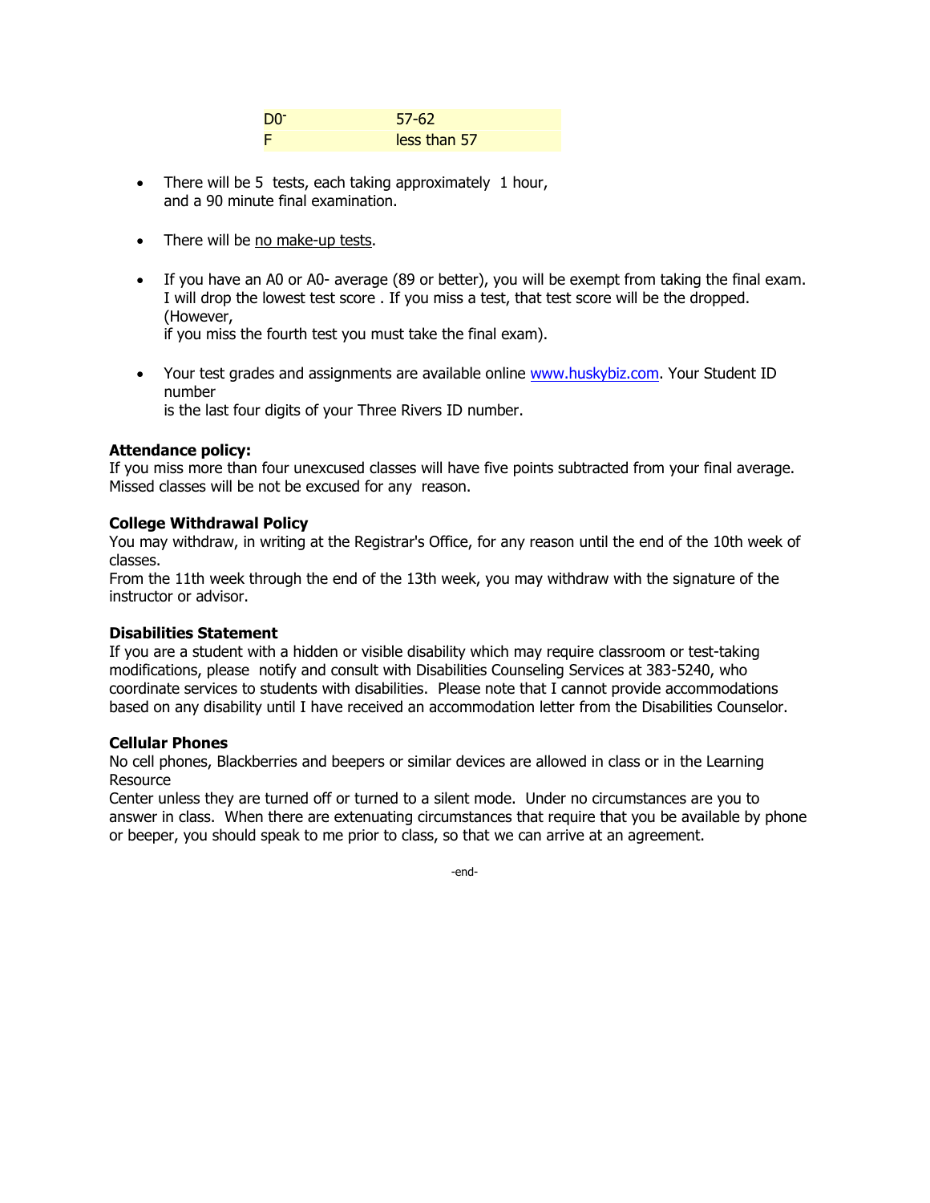| | |
|---|---|
| D0- | 57-62 |
| F | less than 57 |

- There will be 5 tests, each taking approximately 1 hour, and a 90 minute final examination.
- There will be no make-up tests.
- If you have an A0 or A0- average (89 or better), you will be exempt from taking the final exam. I will drop the lowest test score . If you miss a test, that test score will be the dropped. (However, if you miss the fourth test you must take the final exam).
- Your test grades and assignments are available online [www.huskybiz.com](http://www.huskybiz.com). Your Student ID number is the last four digits of your Three Rivers ID number.

**Attendance policy:**
If you miss more than four unexcused classes will have five points subtracted from your final average. Missed classes will be not be excused for any reason.

**College Withdrawal Policy**
You may withdraw, in writing at the Registrar's Office, for any reason until the end of the 10th week of classes.
From the 11th week through the end of the 13th week, you may withdraw with the signature of the instructor or advisor.

**Disabilities Statement**
If you are a student with a hidden or visible disability which may require classroom or test-taking modifications, please notify and consult with Disabilities Counseling Services at 383-5240, who coordinate services to students with disabilities. Please note that I cannot provide accommodations based on any disability until I have received an accommodation letter from the Disabilities Counselor.

**Cellular Phones**
No cell phones, Blackberries and beepers or similar devices are allowed in class or in the Learning Resource Center unless they are turned off or turned to a silent mode. Under no circumstances are you to answer in class. When there are extenuating circumstances that require that you be available by phone or beeper, you should speak to me prior to class, so that we can arrive at an agreement.

-end-